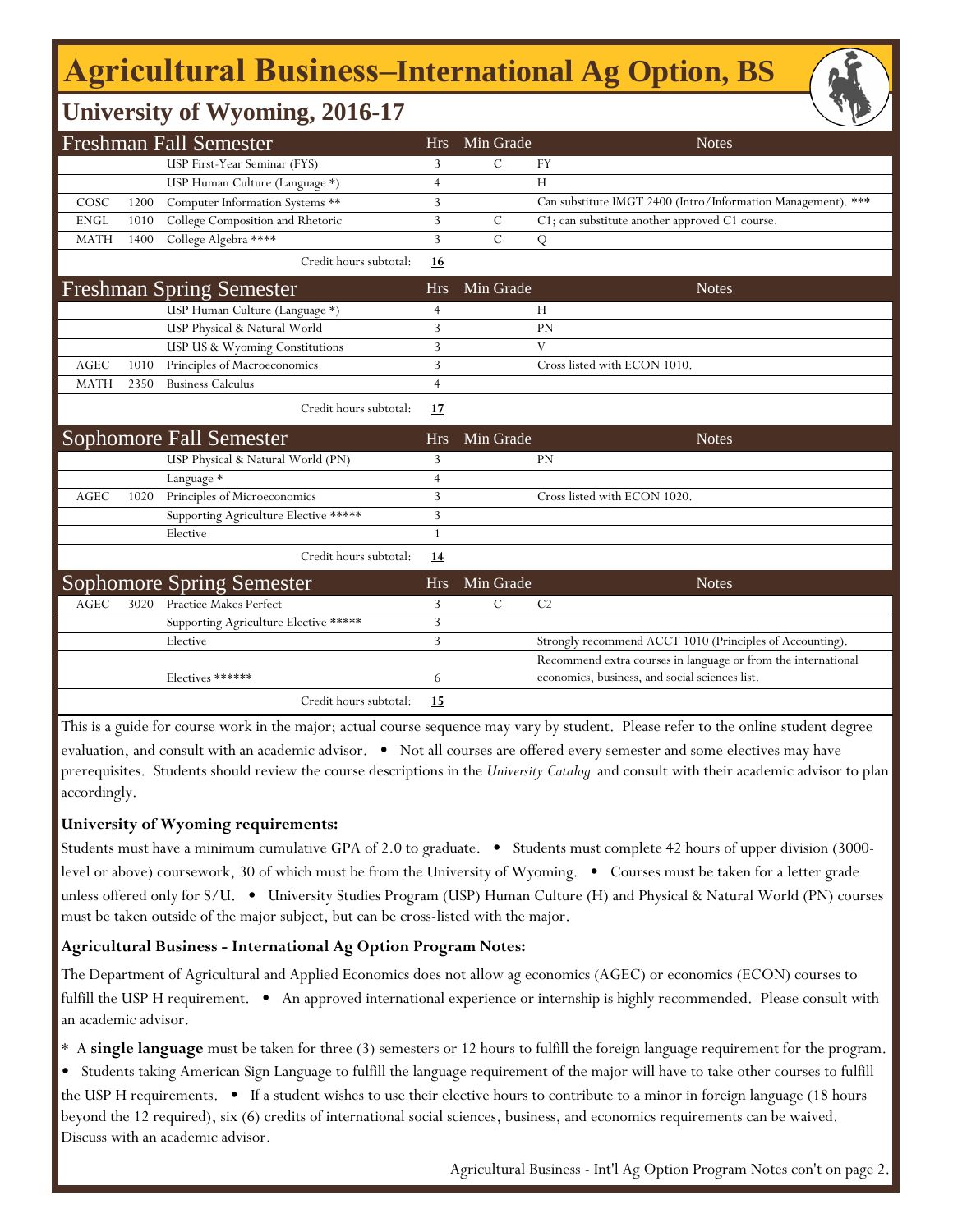# Agricultural Business–International Ag Option, BS

## University of Wyoming, 2016-17

| Freshman Fall Semester | | | Hrs | Min Grade | Notes |
|---|---|---|---|---|---|
| | | USP First-Year Seminar (FYS) | 3 | C | FY |
| | | USP Human Culture (Language *) | 4 | | H |
| COSC | 1200 | Computer Information Systems ** | 3 | | Can substitute IMGT 2400 (Intro/Information Management). *** |
| ENGL | 1010 | College Composition and Rhetoric | 3 | C | C1; can substitute another approved C1 course. |
| MATH | 1400 | College Algebra **** | 3 | C | Q |
| | | Credit hours subtotal: | **16** | | |

| Freshman Spring Semester | | | Hrs | Min Grade | Notes |
|---|---|---|---|---|---|
| | | USP Human Culture (Language *) | 4 | | H |
| | | USP Physical & Natural World | 3 | | PN |
| | | USP US & Wyoming Constitutions | 3 | | V |
| AGEC | 1010 | Principles of Macroeconomics | 3 | | Cross listed with ECON 1010. |
| MATH | 2350 | Business Calculus | 4 | | |
| | | Credit hours subtotal: | **17** | | |

| Sophomore Fall Semester | | | Hrs | Min Grade | Notes |
|---|---|---|---|---|---|
| | | USP Physical & Natural World (PN) | 3 | | PN |
| | | Language * | 4 | | |
| AGEC | 1020 | Principles of Microeconomics | 3 | | Cross listed with ECON 1020. |
| | | Supporting Agriculture Elective ***** | 3 | | |
| | | Elective | 1 | | |
| | | Credit hours subtotal: | **14** | | |

| Sophomore Spring Semester | | | Hrs | Min Grade | Notes |
|---|---|---|---|---|---|
| AGEC | 3020 | Practice Makes Perfect | 3 | C | C2 |
| | | Supporting Agriculture Elective ***** | 3 | | |
| | | Elective | 3 | | Strongly recommend ACCT 1010 (Principles of Accounting). |
| | | Electives ****** | 6 | | Recommend extra courses in language or from the international economics, business, and social sciences list. |
| | | Credit hours subtotal: | **15** | | |

This is a guide for course work in the major; actual course sequence may vary by student. Please refer to the online student degree evaluation, and consult with an academic advisor. • Not all courses are offered every semester and some electives may have prerequisites. Students should review the course descriptions in the *University Catalog* and consult with their academic advisor to plan accordingly.

**University of Wyoming requirements:**

Students must have a minimum cumulative GPA of 2.0 to graduate. • Students must complete 42 hours of upper division (3000-level or above) coursework, 30 of which must be from the University of Wyoming. • Courses must be taken for a letter grade unless offered only for S/U. • University Studies Program (USP) Human Culture (H) and Physical & Natural World (PN) courses must be taken outside of the major subject, but can be cross-listed with the major.

**Agricultural Business - International Ag Option Program Notes:**

The Department of Agricultural and Applied Economics does not allow ag economics (AGEC) or economics (ECON) courses to fulfill the USP H requirement. • An approved international experience or internship is highly recommended. Please consult with an academic advisor.

* A **single language** must be taken for three (3) semesters or 12 hours to fulfill the foreign language requirement for the program.
• Students taking American Sign Language to fulfill the language requirement of the major will have to take other courses to fulfill the USP H requirements. • If a student wishes to use their elective hours to contribute to a minor in foreign language (18 hours beyond the 12 required), six (6) credits of international social sciences, business, and economics requirements can be waived. Discuss with an academic advisor.

Agricultural Business - Int'l Ag Option Program Notes con't on page 2.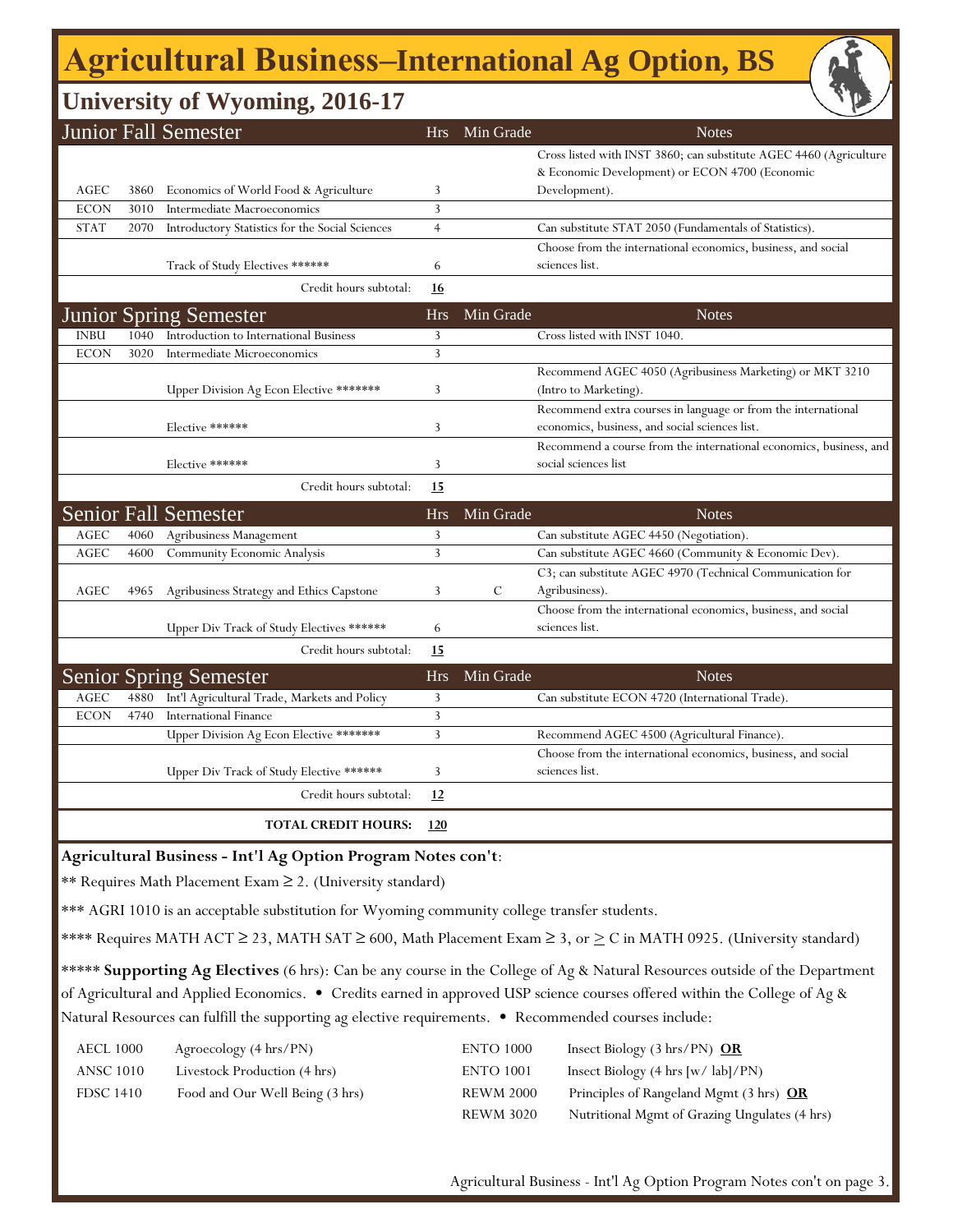# Agricultural Business–International Ag Option, BS

## University of Wyoming, 2016-17

| Junior Fall Semester | | | Hrs | Min Grade | Notes |
|---|---|---|---|---|---|
| AGEC | 3860 | Economics of World Food & Agriculture | 3 | | Cross listed with INST 3860; can substitute AGEC 4460 (Agriculture & Economic Development) or ECON 4700 (Economic Development). |
| ECON | 3010 | Intermediate Macroeconomics | 3 | | |
| STAT | 2070 | Introductory Statistics for the Social Sciences | 4 | | Can substitute STAT 2050 (Fundamentals of Statistics). |
| | | Track of Study Electives ****** | 6 | | Choose from the international economics, business, and social sciences list. |
| | | Credit hours subtotal: | **16** | | |

| Junior Spring Semester | | | Hrs | Min Grade | Notes |
|---|---|---|---|---|---|
| INBU | 1040 | Introduction to International Business | 3 | | Cross listed with INST 1040. |
| ECON | 3020 | Intermediate Microeconomics | 3 | | |
| | | Upper Division Ag Econ Elective ******* | 3 | | Recommend AGEC 4050 (Agribusiness Marketing) or MKT 3210 (Intro to Marketing). |
| | | Elective ****** | 3 | | Recommend extra courses in language or from the international economics, business, and social sciences list. |
| | | Elective ****** | 3 | | Recommend a course from the international economics, business, and social sciences list |
| | | Credit hours subtotal: | **15** | | |

| Senior Fall Semester | | | Hrs | Min Grade | Notes |
|---|---|---|---|---|---|
| AGEC | 4060 | Agribusiness Management | 3 | | Can substitute AGEC 4450 (Negotiation). |
| AGEC | 4600 | Community Economic Analysis | 3 | | Can substitute AGEC 4660 (Community & Economic Dev). |
| AGEC | 4965 | Agribusiness Strategy and Ethics Capstone | 3 | C | C3; can substitute AGEC 4970 (Technical Communication for Agribusiness). |
| | | Upper Div Track of Study Electives ****** | 6 | | Choose from the international economics, business, and social sciences list. |
| | | Credit hours subtotal: | **15** | | |

| Senior Spring Semester | | | Hrs | Min Grade | Notes |
|---|---|---|---|---|---|
| AGEC | 4880 | Int'l Agricultural Trade, Markets and Policy | 3 | | Can substitute ECON 4720 (International Trade). |
| ECON | 4740 | International Finance | 3 | | |
| | | Upper Division Ag Econ Elective ******* | 3 | | Recommend AGEC 4500 (Agricultural Finance). |
| | | Upper Div Track of Study Elective ****** | 3 | | Choose from the international economics, business, and social sciences list. |
| | | Credit hours subtotal: | **12** | | |
| | | **TOTAL CREDIT HOURS:** | **120** | | |

**Agricultural Business - Int'l Ag Option Program Notes con't**:

** Requires Math Placement Exam ≥ 2. (University standard)

*** AGRI 1010 is an acceptable substitution for Wyoming community college transfer students.

**** Requires MATH ACT ≥ 23, MATH SAT ≥ 600, Math Placement Exam ≥ 3, or ≥ C in MATH 0925. (University standard)

***** **Supporting Ag Electives** (6 hrs): Can be any course in the College of Ag & Natural Resources outside of the Department of Agricultural and Applied Economics. • Credits earned in approved USP science courses offered within the College of Ag & Natural Resources can fulfill the supporting ag elective requirements. • Recommended courses include:

| | | | |
|---|---|---|---|
| AECL 1000 | Agroecology (4 hrs/PN) | ENTO 1000 | Insect Biology (3 hrs/PN) **OR** |
| ANSC 1010 | Livestock Production (4 hrs) | ENTO 1001 | Insect Biology (4 hrs [w/ lab]/PN) |
| FDSC 1410 | Food and Our Well Being (3 hrs) | REWM 2000 | Principles of Rangeland Mgmt (3 hrs) **OR** |
| | | REWM 3020 | Nutritional Mgmt of Grazing Ungulates (4 hrs) |

Agricultural Business - Int'l Ag Option Program Notes con't on page 3.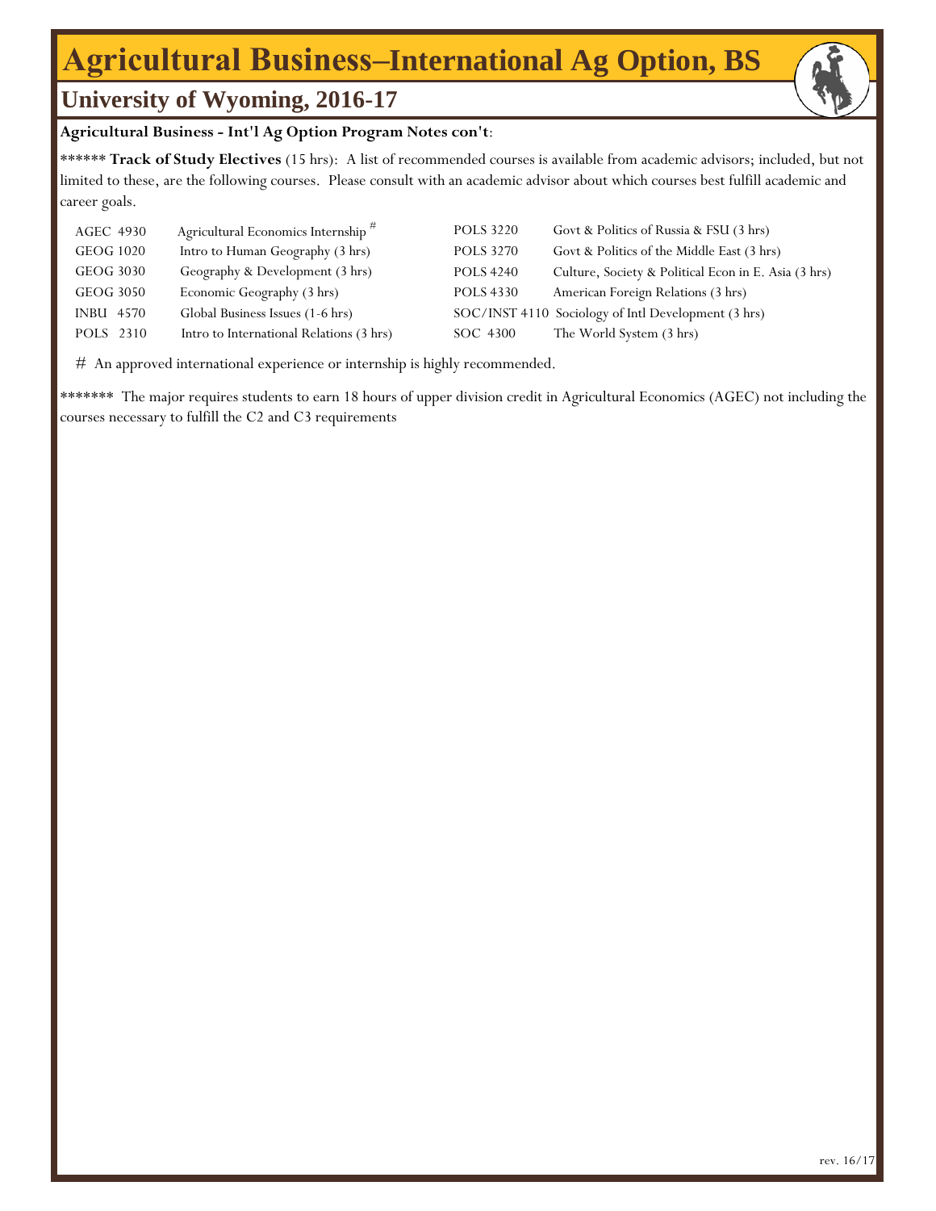# Agricultural Business–International Ag Option, BS

## University of Wyoming, 2016-17

**Agricultural Business - Int'l Ag Option Program Notes con't**:

****** **Track of Study Electives** (15 hrs): A list of recommended courses is available from academic advisors; included, but not limited to these, are the following courses. Please consult with an academic advisor about which courses best fulfill academic and career goals.

| | | | |
|---|---|---|---|
| AGEC 4930 | Agricultural Economics Internship # | POLS 3220 | Govt & Politics of Russia & FSU (3 hrs) |
| GEOG 1020 | Intro to Human Geography (3 hrs) | POLS 3270 | Govt & Politics of the Middle East (3 hrs) |
| GEOG 3030 | Geography & Development (3 hrs) | POLS 4240 | Culture, Society & Political Econ in E. Asia (3 hrs) |
| GEOG 3050 | Economic Geography (3 hrs) | POLS 4330 | American Foreign Relations (3 hrs) |
| INBU 4570 | Global Business Issues (1-6 hrs) | SOC/INST 4110 | Sociology of Intl Development (3 hrs) |
| POLS 2310 | Intro to International Relations (3 hrs) | SOC 4300 | The World System (3 hrs) |

# An approved international experience or internship is highly recommended.

******* The major requires students to earn 18 hours of upper division credit in Agricultural Economics (AGEC) not including the courses necessary to fulfill the C2 and C3 requirements

rev. 16/17